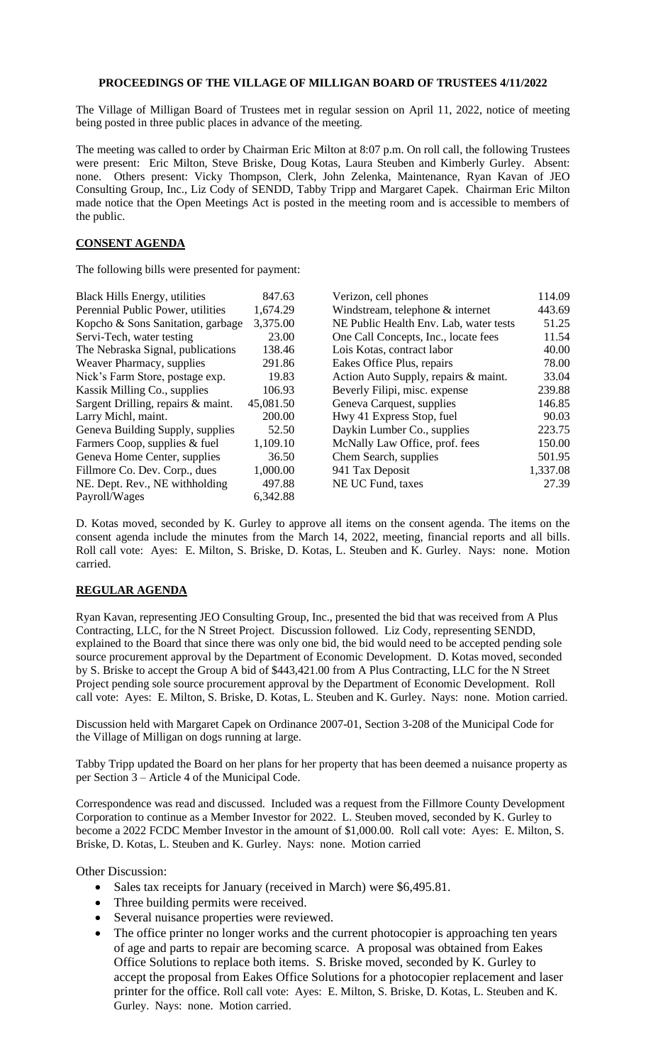# PROCEEDINGS OF THE VILLAGE OF MILLIGAN BOARD OF TRUSTEES 4/11/2022

The Village of Milligan Board of Trustees met in regular session on April 11, 2022, notice of meeting being posted in three public places in advance of the meeting.

The meeting was called to order by Chairman Eric Milton at 8:07 p.m. On roll call, the following Trustees were present: Eric Milton, Steve Briske, Doug Kotas, Laura Steuben and Kimberly Gurley. Absent: none. Others present: Vicky Thompson, Clerk, John Zelenka, Maintenance, Ryan Kavan of JEO Consulting Group, Inc., Liz Cody of SENDD, Tabby Tripp and Margaret Capek. Chairman Eric Milton made notice that the Open Meetings Act is posted in the meeting room and is accessible to members of the public.

## CONSENT AGENDA

The following bills were presented for payment:

| | | | |
|---|---|---|---|
| Black Hills Energy, utilities | 847.63 | Verizon, cell phones | 114.09 |
| Perennial Public Power, utilities | 1,674.29 | Windstream, telephone & internet | 443.69 |
| Kopcho & Sons Sanitation, garbage | 3,375.00 | NE Public Health Env. Lab, water tests | 51.25 |
| Servi-Tech, water testing | 23.00 | One Call Concepts, Inc., locate fees | 11.54 |
| The Nebraska Signal, publications | 138.46 | Lois Kotas, contract labor | 40.00 |
| Weaver Pharmacy, supplies | 291.86 | Eakes Office Plus, repairs | 78.00 |
| Nick's Farm Store, postage exp. | 19.83 | Action Auto Supply, repairs & maint. | 33.04 |
| Kassik Milling Co., supplies | 106.93 | Beverly Filipi, misc. expense | 239.88 |
| Sargent Drilling, repairs & maint. | 45,081.50 | Geneva Carquest, supplies | 146.85 |
| Larry Michl, maint. | 200.00 | Hwy 41 Express Stop, fuel | 90.03 |
| Geneva Building Supply, supplies | 52.50 | Daykin Lumber Co., supplies | 223.75 |
| Farmers Coop, supplies & fuel | 1,109.10 | McNally Law Office, prof. fees | 150.00 |
| Geneva Home Center, supplies | 36.50 | Chem Search, supplies | 501.95 |
| Fillmore Co. Dev. Corp., dues | 1,000.00 | 941 Tax Deposit | 1,337.08 |
| NE. Dept. Rev., NE withholding | 497.88 | NE UC Fund, taxes | 27.39 |
| Payroll/Wages | 6,342.88 | | |

D. Kotas moved, seconded by K. Gurley to approve all items on the consent agenda. The items on the consent agenda include the minutes from the March 14, 2022, meeting, financial reports and all bills. Roll call vote: Ayes: E. Milton, S. Briske, D. Kotas, L. Steuben and K. Gurley. Nays: none. Motion carried.

## REGULAR AGENDA

Ryan Kavan, representing JEO Consulting Group, Inc., presented the bid that was received from A Plus Contracting, LLC, for the N Street Project. Discussion followed. Liz Cody, representing SENDD, explained to the Board that since there was only one bid, the bid would need to be accepted pending sole source procurement approval by the Department of Economic Development. D. Kotas moved, seconded by S. Briske to accept the Group A bid of $443,421.00 from A Plus Contracting, LLC for the N Street Project pending sole source procurement approval by the Department of Economic Development. Roll call vote: Ayes: E. Milton, S. Briske, D. Kotas, L. Steuben and K. Gurley. Nays: none. Motion carried.

Discussion held with Margaret Capek on Ordinance 2007-01, Section 3-208 of the Municipal Code for the Village of Milligan on dogs running at large.

Tabby Tripp updated the Board on her plans for her property that has been deemed a nuisance property as per Section 3 – Article 4 of the Municipal Code.

Correspondence was read and discussed. Included was a request from the Fillmore County Development Corporation to continue as a Member Investor for 2022. L. Steuben moved, seconded by K. Gurley to become a 2022 FCDC Member Investor in the amount of $1,000.00. Roll call vote: Ayes: E. Milton, S. Briske, D. Kotas, L. Steuben and K. Gurley. Nays: none. Motion carried

Other Discussion:

- Sales tax receipts for January (received in March) were $6,495.81.
- Three building permits were received.
- Several nuisance properties were reviewed.
- The office printer no longer works and the current photocopier is approaching ten years of age and parts to repair are becoming scarce. A proposal was obtained from Eakes Office Solutions to replace both items. S. Briske moved, seconded by K. Gurley to accept the proposal from Eakes Office Solutions for a photocopier replacement and laser printer for the office. Roll call vote: Ayes: E. Milton, S. Briske, D. Kotas, L. Steuben and K. Gurley. Nays: none. Motion carried.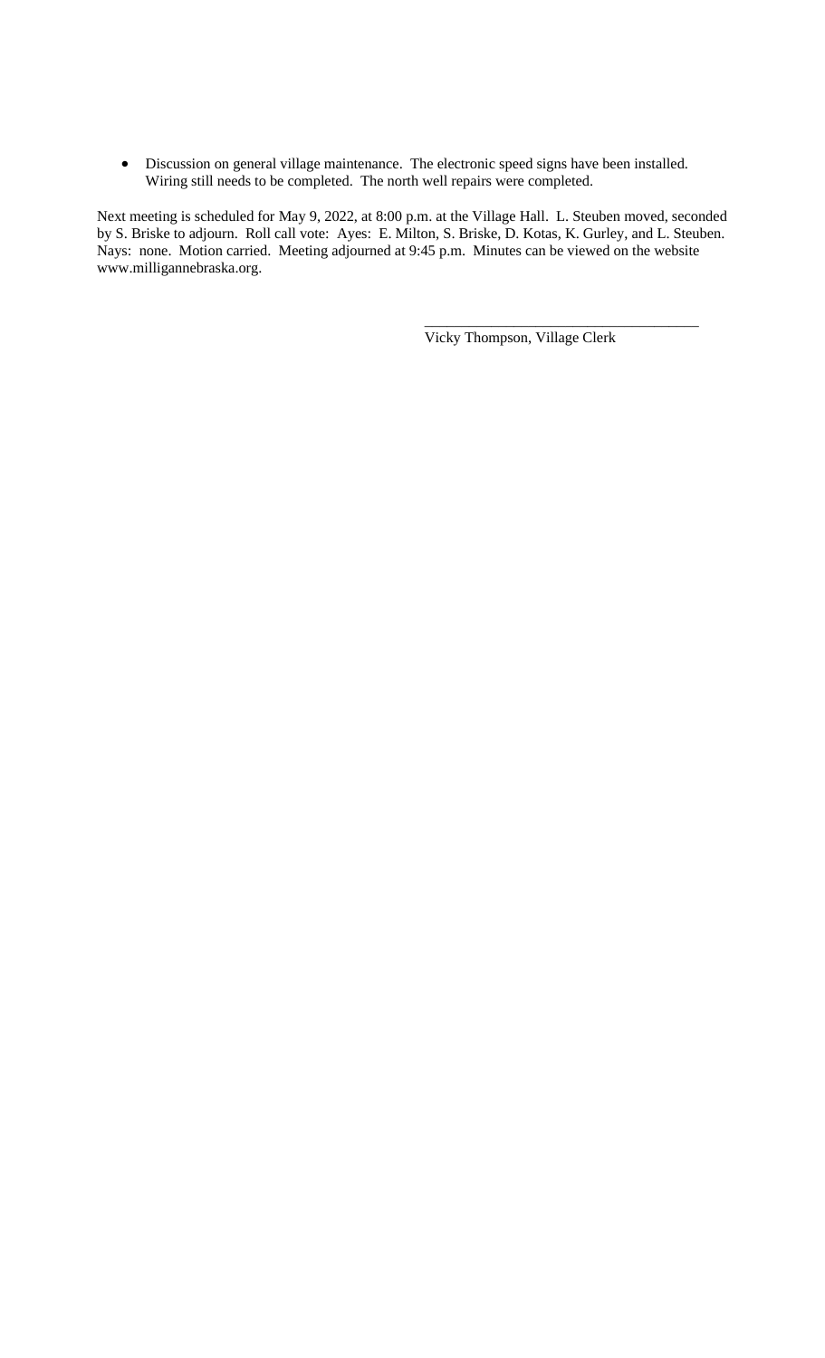- Discussion on general village maintenance. The electronic speed signs have been installed. Wiring still needs to be completed. The north well repairs were completed.

Next meeting is scheduled for May 9, 2022, at 8:00 p.m. at the Village Hall. L. Steuben moved, seconded by S. Briske to adjourn. Roll call vote: Ayes: E. Milton, S. Briske, D. Kotas, K. Gurley, and L. Steuben. Nays: none. Motion carried. Meeting adjourned at 9:45 p.m. Minutes can be viewed on the website www.milligannebraska.org.

_____________________________________

Vicky Thompson, Village Clerk